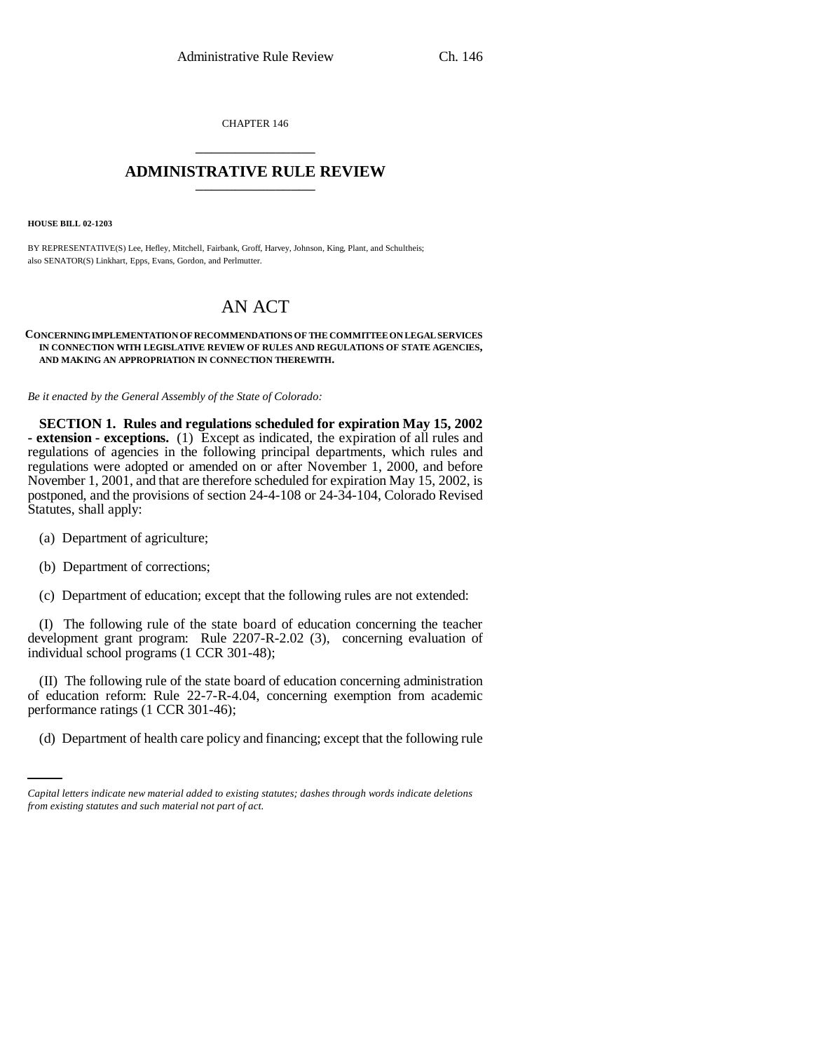CHAPTER 146

## ADMINISTRATIVE RULE REVIEW

**HOUSE BILL 02-1203**

BY REPRESENTATIVE(S) Lee, Hefley, Mitchell, Fairbank, Groff, Harvey, Johnson, King, Plant, and Schultheis; also SENATOR(S) Linkhart, Epps, Evans, Gordon, and Perlmutter.

# AN ACT

**CONCERNING IMPLEMENTATION OF RECOMMENDATIONS OF THE COMMITTEE ON LEGAL SERVICES IN CONNECTION WITH LEGISLATIVE REVIEW OF RULES AND REGULATIONS OF STATE AGENCIES, AND MAKING AN APPROPRIATION IN CONNECTION THEREWITH.**

*Be it enacted by the General Assembly of the State of Colorado:*

**SECTION 1. Rules and regulations scheduled for expiration May 15, 2002 - extension - exceptions.** (1) Except as indicated, the expiration of all rules and regulations of agencies in the following principal departments, which rules and regulations were adopted or amended on or after November 1, 2000, and before November 1, 2001, and that are therefore scheduled for expiration May 15, 2002, is postponed, and the provisions of section 24-4-108 or 24-34-104, Colorado Revised Statutes, shall apply:

(a) Department of agriculture;

(b) Department of corrections;

(c) Department of education; except that the following rules are not extended:

(I) The following rule of the state board of education concerning the teacher development grant program: Rule 2207-R-2.02 (3), concerning evaluation of individual school programs (1 CCR 301-48);

(II) The following rule of the state board of education concerning administration of education reform: Rule 22-7-R-4.04, concerning exemption from academic performance ratings (1 CCR 301-46);

(d) Department of health care policy and financing; except that the following rule

*Capital letters indicate new material added to existing statutes; dashes through words indicate deletions from existing statutes and such material not part of act.*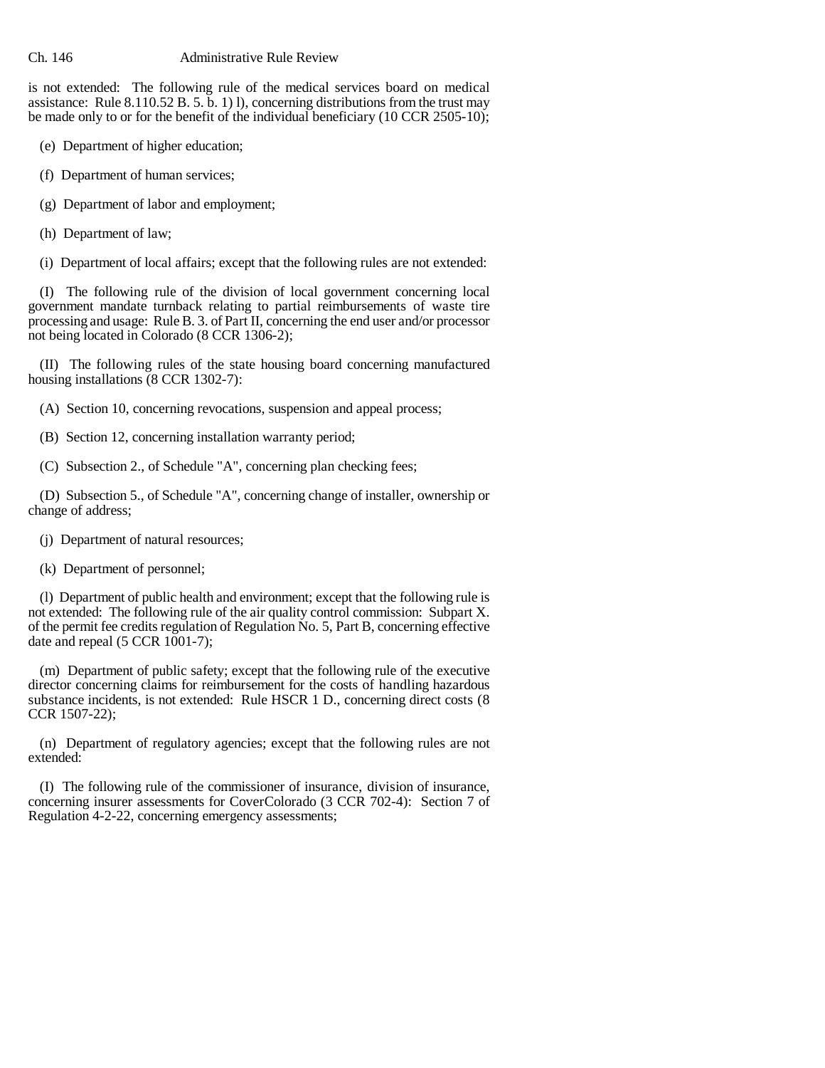is not extended: The following rule of the medical services board on medical assistance: Rule 8.110.52 B. 5. b. 1) l), concerning distributions from the trust may be made only to or for the benefit of the individual beneficiary (10 CCR 2505-10);

(e) Department of higher education;

(f) Department of human services;

(g) Department of labor and employment;

(h) Department of law;

(i) Department of local affairs; except that the following rules are not extended:

(I) The following rule of the division of local government concerning local government mandate turnback relating to partial reimbursements of waste tire processing and usage: Rule B. 3. of Part II, concerning the end user and/or processor not being located in Colorado (8 CCR 1306-2);

(II) The following rules of the state housing board concerning manufactured housing installations (8 CCR 1302-7):

(A) Section 10, concerning revocations, suspension and appeal process;

(B) Section 12, concerning installation warranty period;

(C) Subsection 2., of Schedule "A", concerning plan checking fees;

(D) Subsection 5., of Schedule "A", concerning change of installer, ownership or change of address;

(j) Department of natural resources;

(k) Department of personnel;

(l) Department of public health and environment; except that the following rule is not extended: The following rule of the air quality control commission: Subpart X. of the permit fee credits regulation of Regulation No. 5, Part B, concerning effective date and repeal (5 CCR 1001-7);

(m) Department of public safety; except that the following rule of the executive director concerning claims for reimbursement for the costs of handling hazardous substance incidents, is not extended: Rule HSCR 1 D., concerning direct costs (8 CCR 1507-22);

(n) Department of regulatory agencies; except that the following rules are not extended:

(I) The following rule of the commissioner of insurance, division of insurance, concerning insurer assessments for CoverColorado (3 CCR 702-4): Section 7 of Regulation 4-2-22, concerning emergency assessments;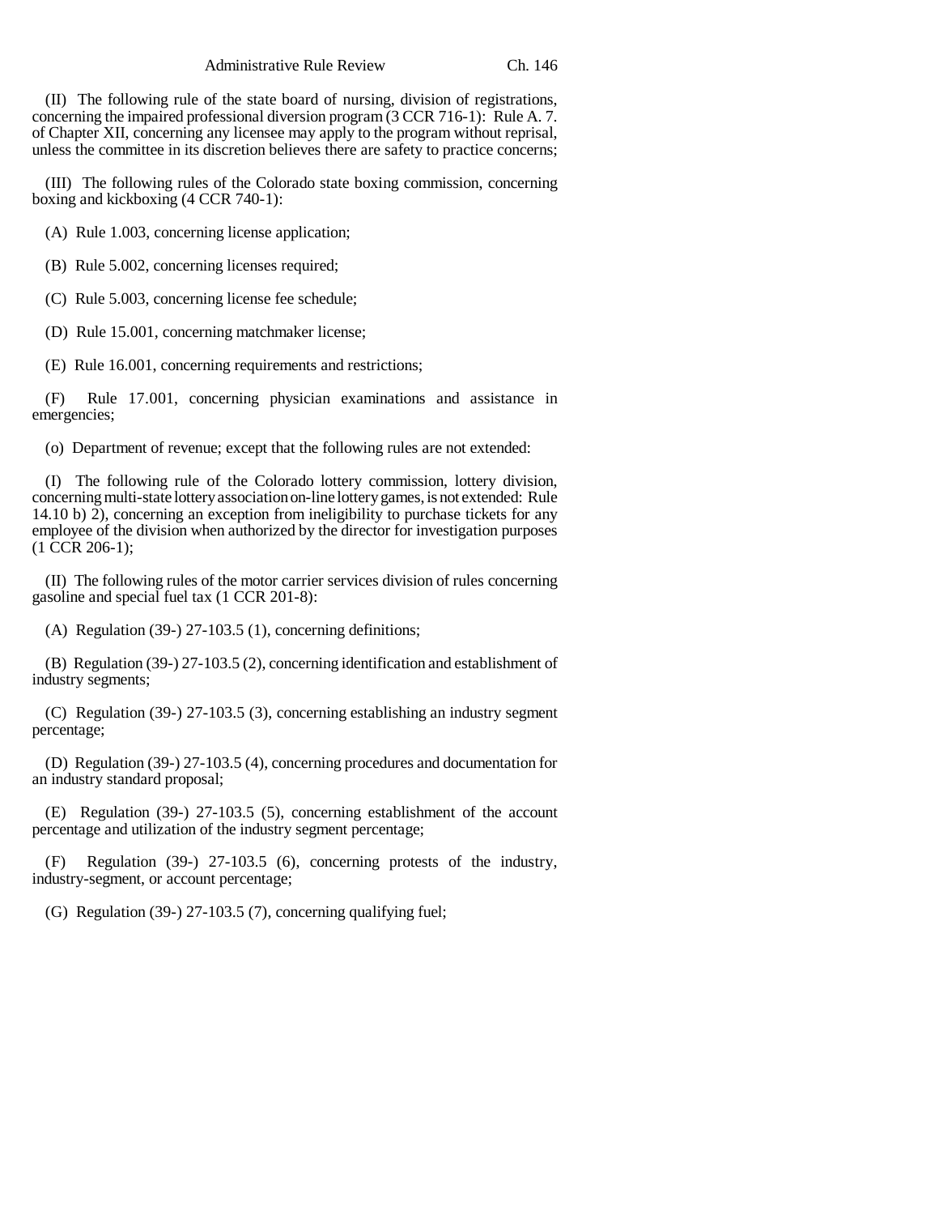(II) The following rule of the state board of nursing, division of registrations, concerning the impaired professional diversion program (3 CCR 716-1): Rule A. 7. of Chapter XII, concerning any licensee may apply to the program without reprisal, unless the committee in its discretion believes there are safety to practice concerns;

(III) The following rules of the Colorado state boxing commission, concerning boxing and kickboxing (4 CCR 740-1):

(A) Rule 1.003, concerning license application;

(B) Rule 5.002, concerning licenses required;

(C) Rule 5.003, concerning license fee schedule;

(D) Rule 15.001, concerning matchmaker license;

(E) Rule 16.001, concerning requirements and restrictions;

(F) Rule 17.001, concerning physician examinations and assistance in emergencies;

(o) Department of revenue; except that the following rules are not extended:

(I) The following rule of the Colorado lottery commission, lottery division, concerning multi-state lottery association on-line lottery games, is not extended: Rule 14.10 b) 2), concerning an exception from ineligibility to purchase tickets for any employee of the division when authorized by the director for investigation purposes (1 CCR 206-1);

(II) The following rules of the motor carrier services division of rules concerning gasoline and special fuel tax (1 CCR 201-8):

(A) Regulation (39-) 27-103.5 (1), concerning definitions;

(B) Regulation (39-) 27-103.5 (2), concerning identification and establishment of industry segments;

(C) Regulation (39-) 27-103.5 (3), concerning establishing an industry segment percentage;

(D) Regulation (39-) 27-103.5 (4), concerning procedures and documentation for an industry standard proposal;

(E) Regulation (39-) 27-103.5 (5), concerning establishment of the account percentage and utilization of the industry segment percentage;

(F) Regulation (39-) 27-103.5 (6), concerning protests of the industry, industry-segment, or account percentage;

(G) Regulation (39-) 27-103.5 (7), concerning qualifying fuel;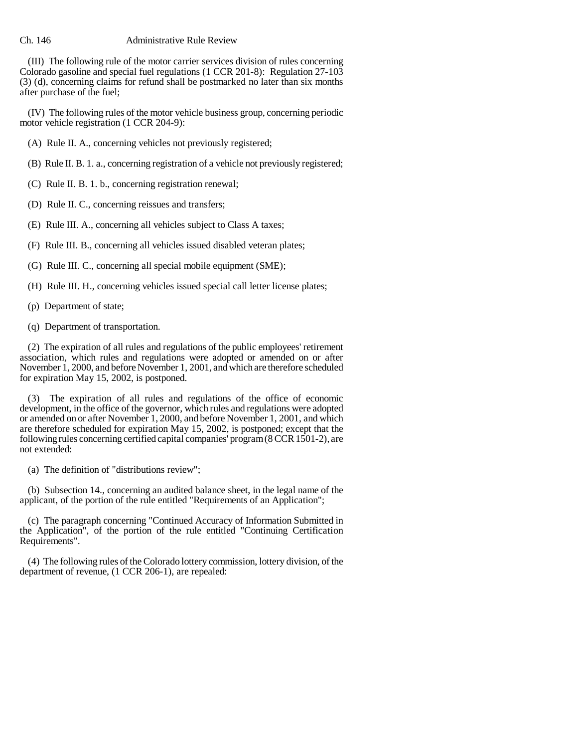(III) The following rule of the motor carrier services division of rules concerning Colorado gasoline and special fuel regulations (1 CCR 201-8): Regulation 27-103 (3) (d), concerning claims for refund shall be postmarked no later than six months after purchase of the fuel;

(IV) The following rules of the motor vehicle business group, concerning periodic motor vehicle registration (1 CCR 204-9):

(A) Rule II. A., concerning vehicles not previously registered;

(B) Rule II. B. 1. a., concerning registration of a vehicle not previously registered;

(C) Rule II. B. 1. b., concerning registration renewal;

(D) Rule II. C., concerning reissues and transfers;

(E) Rule III. A., concerning all vehicles subject to Class A taxes;

(F) Rule III. B., concerning all vehicles issued disabled veteran plates;

(G) Rule III. C., concerning all special mobile equipment (SME);

(H) Rule III. H., concerning vehicles issued special call letter license plates;

(p) Department of state;

(q) Department of transportation.

(2) The expiration of all rules and regulations of the public employees' retirement association, which rules and regulations were adopted or amended on or after November 1, 2000, and before November 1, 2001, and which are therefore scheduled for expiration May 15, 2002, is postponed.

(3) The expiration of all rules and regulations of the office of economic development, in the office of the governor, which rules and regulations were adopted or amended on or after November 1, 2000, and before November 1, 2001, and which are therefore scheduled for expiration May 15, 2002, is postponed; except that the following rules concerning certified capital companies' program (8 CCR 1501-2), are not extended:

(a) The definition of "distributions review";

(b) Subsection 14., concerning an audited balance sheet, in the legal name of the applicant, of the portion of the rule entitled "Requirements of an Application";

(c) The paragraph concerning "Continued Accuracy of Information Submitted in the Application", of the portion of the rule entitled "Continuing Certification Requirements".

(4) The following rules of the Colorado lottery commission, lottery division, of the department of revenue, (1 CCR 206-1), are repealed: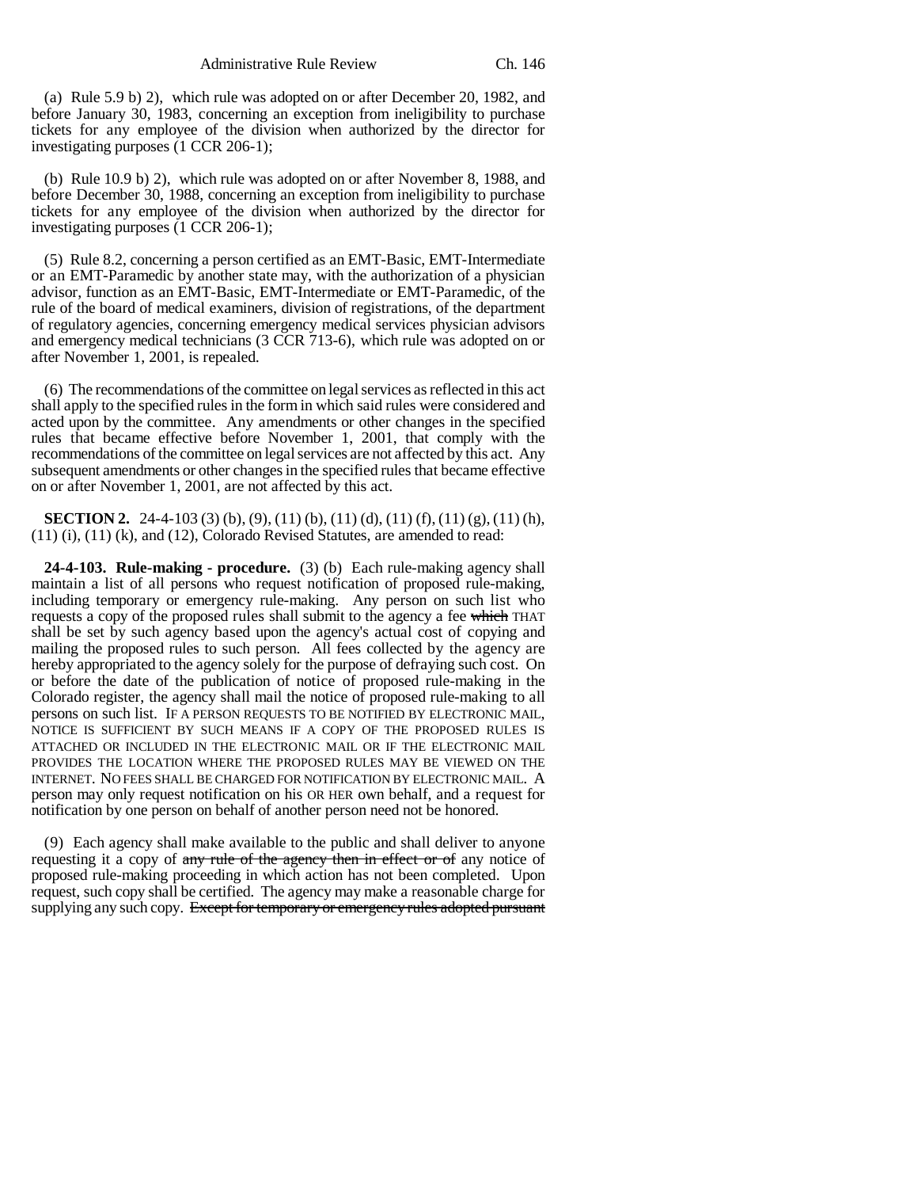(a) Rule 5.9 b) 2), which rule was adopted on or after December 20, 1982, and before January 30, 1983, concerning an exception from ineligibility to purchase tickets for any employee of the division when authorized by the director for investigating purposes (1 CCR 206-1);

(b) Rule 10.9 b) 2), which rule was adopted on or after November 8, 1988, and before December 30, 1988, concerning an exception from ineligibility to purchase tickets for any employee of the division when authorized by the director for investigating purposes (1 CCR 206-1);

(5) Rule 8.2, concerning a person certified as an EMT-Basic, EMT-Intermediate or an EMT-Paramedic by another state may, with the authorization of a physician advisor, function as an EMT-Basic, EMT-Intermediate or EMT-Paramedic, of the rule of the board of medical examiners, division of registrations, of the department of regulatory agencies, concerning emergency medical services physician advisors and emergency medical technicians (3 CCR 713-6), which rule was adopted on or after November 1, 2001, is repealed.

(6) The recommendations of the committee on legal services as reflected in this act shall apply to the specified rules in the form in which said rules were considered and acted upon by the committee. Any amendments or other changes in the specified rules that became effective before November 1, 2001, that comply with the recommendations of the committee on legal services are not affected by this act. Any subsequent amendments or other changes in the specified rules that became effective on or after November 1, 2001, are not affected by this act.

**SECTION 2.** 24-4-103 (3) (b), (9), (11) (b), (11) (d), (11) (f), (11) (g), (11) (h), (11) (i), (11) (k), and (12), Colorado Revised Statutes, are amended to read:

**24-4-103. Rule-making - procedure.** (3) (b) Each rule-making agency shall maintain a list of all persons who request notification of proposed rule-making, including temporary or emergency rule-making. Any person on such list who requests a copy of the proposed rules shall submit to the agency a fee ~~which~~ THAT shall be set by such agency based upon the agency's actual cost of copying and mailing the proposed rules to such person. All fees collected by the agency are hereby appropriated to the agency solely for the purpose of defraying such cost. On or before the date of the publication of notice of proposed rule-making in the Colorado register, the agency shall mail the notice of proposed rule-making to all persons on such list. IF A PERSON REQUESTS TO BE NOTIFIED BY ELECTRONIC MAIL, NOTICE IS SUFFICIENT BY SUCH MEANS IF A COPY OF THE PROPOSED RULES IS ATTACHED OR INCLUDED IN THE ELECTRONIC MAIL OR IF THE ELECTRONIC MAIL PROVIDES THE LOCATION WHERE THE PROPOSED RULES MAY BE VIEWED ON THE INTERNET. NO FEES SHALL BE CHARGED FOR NOTIFICATION BY ELECTRONIC MAIL. A person may only request notification on his OR HER own behalf, and a request for notification by one person on behalf of another person need not be honored.

(9) Each agency shall make available to the public and shall deliver to anyone requesting it a copy of ~~any rule of the agency then in effect or of~~ any notice of proposed rule-making proceeding in which action has not been completed. Upon request, such copy shall be certified. The agency may make a reasonable charge for supplying any such copy. ~~Except for temporary or emergency rules adopted pursuant~~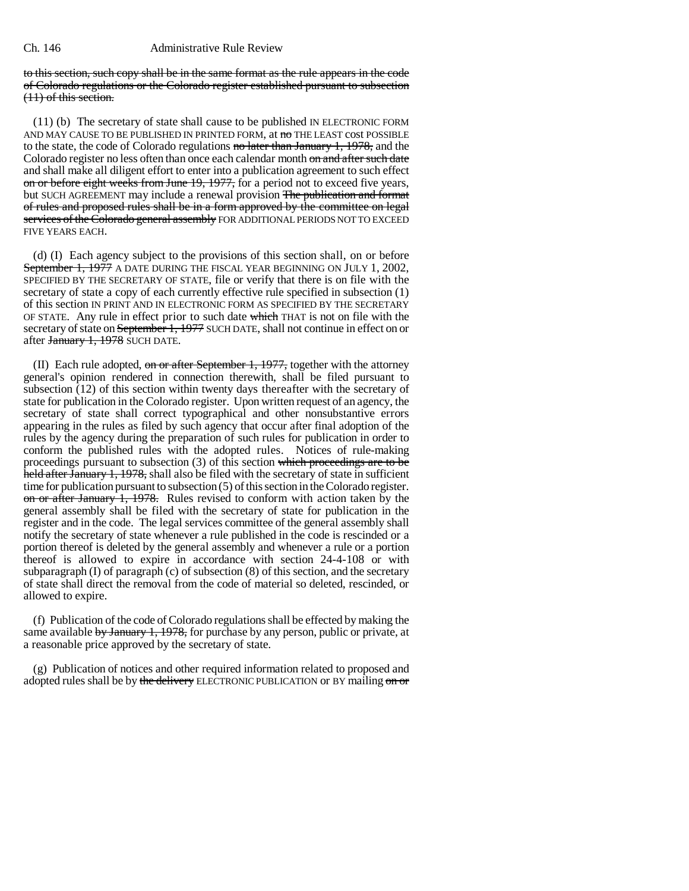to this section, such copy shall be in the same format as the rule appears in the code of Colorado regulations or the Colorado register established pursuant to subsection (11) of this section.

(11) (b) The secretary of state shall cause to be published IN ELECTRONIC FORM AND MAY CAUSE TO BE PUBLISHED IN PRINTED FORM, at no THE LEAST cost POSSIBLE to the state, the code of Colorado regulations no later than January 1, 1978, and the Colorado register no less often than once each calendar month on and after such date and shall make all diligent effort to enter into a publication agreement to such effect on or before eight weeks from June 19, 1977, for a period not to exceed five years, but SUCH AGREEMENT may include a renewal provision The publication and format of rules and proposed rules shall be in a form approved by the committee on legal services of the Colorado general assembly FOR ADDITIONAL PERIODS NOT TO EXCEED FIVE YEARS EACH.

(d) (I) Each agency subject to the provisions of this section shall, on or before September 1, 1977 A DATE DURING THE FISCAL YEAR BEGINNING ON JULY 1, 2002, SPECIFIED BY THE SECRETARY OF STATE, file or verify that there is on file with the secretary of state a copy of each currently effective rule specified in subsection (1) of this section IN PRINT AND IN ELECTRONIC FORM AS SPECIFIED BY THE SECRETARY OF STATE. Any rule in effect prior to such date which THAT is not on file with the secretary of state on September 1, 1977 SUCH DATE, shall not continue in effect on or after January 1, 1978 SUCH DATE.

(II) Each rule adopted, on or after September 1, 1977, together with the attorney general's opinion rendered in connection therewith, shall be filed pursuant to subsection (12) of this section within twenty days thereafter with the secretary of state for publication in the Colorado register. Upon written request of an agency, the secretary of state shall correct typographical and other nonsubstantive errors appearing in the rules as filed by such agency that occur after final adoption of the rules by the agency during the preparation of such rules for publication in order to conform the published rules with the adopted rules. Notices of rule-making proceedings pursuant to subsection (3) of this section which proceedings are to be held after January 1, 1978, shall also be filed with the secretary of state in sufficient time for publication pursuant to subsection (5) of this section in the Colorado register. on or after January 1, 1978. Rules revised to conform with action taken by the general assembly shall be filed with the secretary of state for publication in the register and in the code. The legal services committee of the general assembly shall notify the secretary of state whenever a rule published in the code is rescinded or a portion thereof is deleted by the general assembly and whenever a rule or a portion thereof is allowed to expire in accordance with section 24-4-108 or with subparagraph (I) of paragraph (c) of subsection (8) of this section, and the secretary of state shall direct the removal from the code of material so deleted, rescinded, or allowed to expire.

(f) Publication of the code of Colorado regulations shall be effected by making the same available by January 1, 1978, for purchase by any person, public or private, at a reasonable price approved by the secretary of state.

(g) Publication of notices and other required information related to proposed and adopted rules shall be by the delivery ELECTRONIC PUBLICATION or BY mailing on or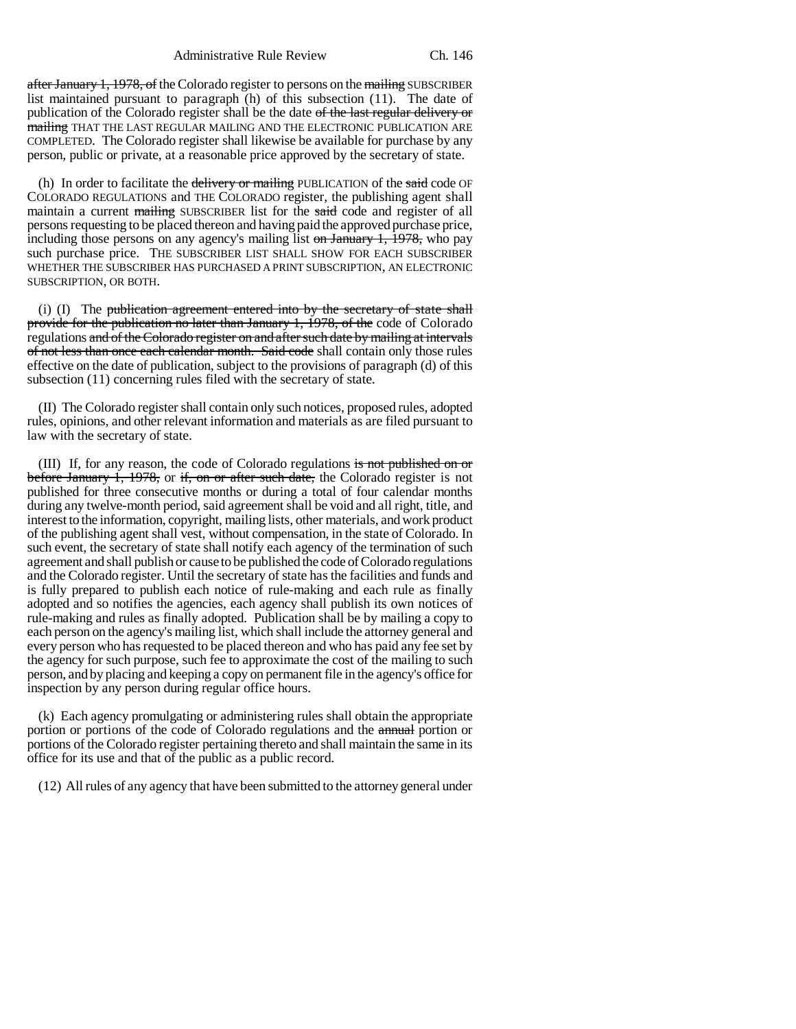after January 1, 1978, of the Colorado register to persons on the mailing SUBSCRIBER list maintained pursuant to paragraph (h) of this subsection (11). The date of publication of the Colorado register shall be the date of the last regular delivery or mailing THAT THE LAST REGULAR MAILING AND THE ELECTRONIC PUBLICATION ARE COMPLETED. The Colorado register shall likewise be available for purchase by any person, public or private, at a reasonable price approved by the secretary of state.

(h) In order to facilitate the delivery or mailing PUBLICATION of the said code OF COLORADO REGULATIONS and THE COLORADO register, the publishing agent shall maintain a current mailing SUBSCRIBER list for the said code and register of all persons requesting to be placed thereon and having paid the approved purchase price, including those persons on any agency's mailing list on January 1, 1978, who pay such purchase price. THE SUBSCRIBER LIST SHALL SHOW FOR EACH SUBSCRIBER WHETHER THE SUBSCRIBER HAS PURCHASED A PRINT SUBSCRIPTION, AN ELECTRONIC SUBSCRIPTION, OR BOTH.

(i) (I) The publication agreement entered into by the secretary of state shall provide for the publication no later than January 1, 1978, of the code of Colorado regulations and of the Colorado register on and after such date by mailing at intervals of not less than once each calendar month. Said code shall contain only those rules effective on the date of publication, subject to the provisions of paragraph (d) of this subsection (11) concerning rules filed with the secretary of state.

(II) The Colorado register shall contain only such notices, proposed rules, adopted rules, opinions, and other relevant information and materials as are filed pursuant to law with the secretary of state.

(III) If, for any reason, the code of Colorado regulations is not published on or before January 1, 1978, or if, on or after such date, the Colorado register is not published for three consecutive months or during a total of four calendar months during any twelve-month period, said agreement shall be void and all right, title, and interest to the information, copyright, mailing lists, other materials, and work product of the publishing agent shall vest, without compensation, in the state of Colorado. In such event, the secretary of state shall notify each agency of the termination of such agreement and shall publish or cause to be published the code of Colorado regulations and the Colorado register. Until the secretary of state has the facilities and funds and is fully prepared to publish each notice of rule-making and each rule as finally adopted and so notifies the agencies, each agency shall publish its own notices of rule-making and rules as finally adopted. Publication shall be by mailing a copy to each person on the agency's mailing list, which shall include the attorney general and every person who has requested to be placed thereon and who has paid any fee set by the agency for such purpose, such fee to approximate the cost of the mailing to such person, and by placing and keeping a copy on permanent file in the agency's office for inspection by any person during regular office hours.

(k) Each agency promulgating or administering rules shall obtain the appropriate portion or portions of the code of Colorado regulations and the annual portion or portions of the Colorado register pertaining thereto and shall maintain the same in its office for its use and that of the public as a public record.

(12) All rules of any agency that have been submitted to the attorney general under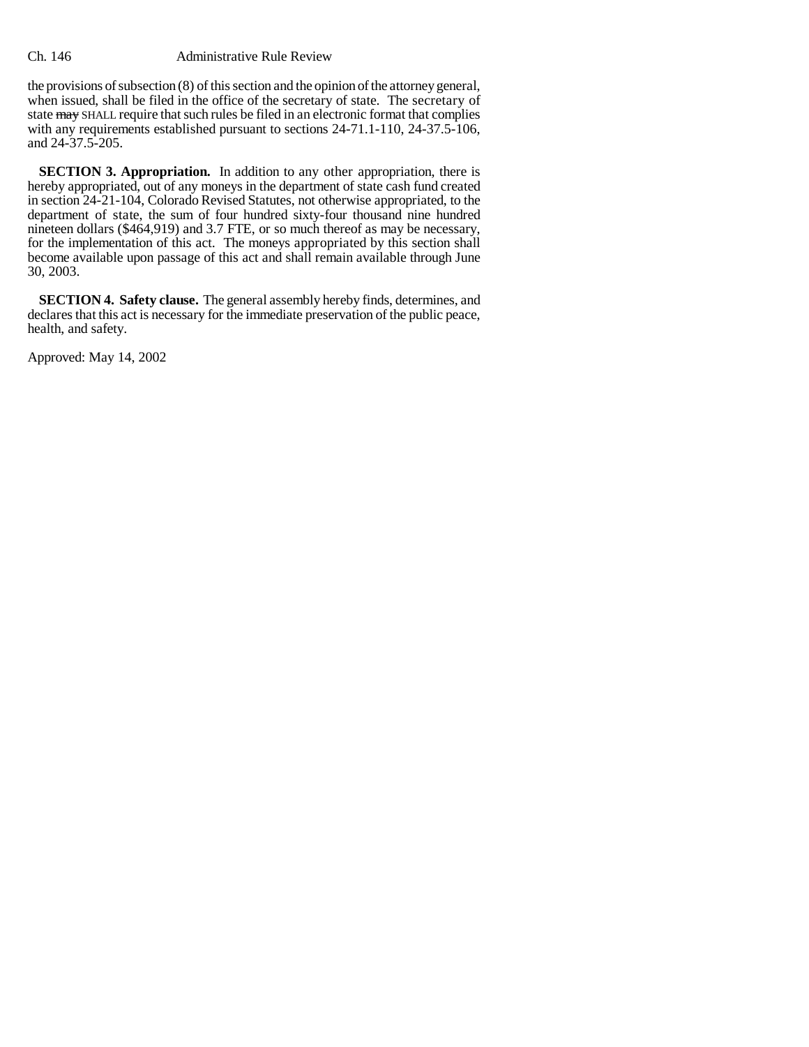the provisions of subsection (8) of this section and the opinion of the attorney general, when issued, shall be filed in the office of the secretary of state. The secretary of state ~~may~~ SHALL require that such rules be filed in an electronic format that complies with any requirements established pursuant to sections 24-71.1-110, 24-37.5-106, and 24-37.5-205.

**SECTION 3. Appropriation.** In addition to any other appropriation, there is hereby appropriated, out of any moneys in the department of state cash fund created in section 24-21-104, Colorado Revised Statutes, not otherwise appropriated, to the department of state, the sum of four hundred sixty-four thousand nine hundred nineteen dollars ($464,919) and 3.7 FTE, or so much thereof as may be necessary, for the implementation of this act. The moneys appropriated by this section shall become available upon passage of this act and shall remain available through June 30, 2003.

**SECTION 4. Safety clause.** The general assembly hereby finds, determines, and declares that this act is necessary for the immediate preservation of the public peace, health, and safety.

Approved: May 14, 2002